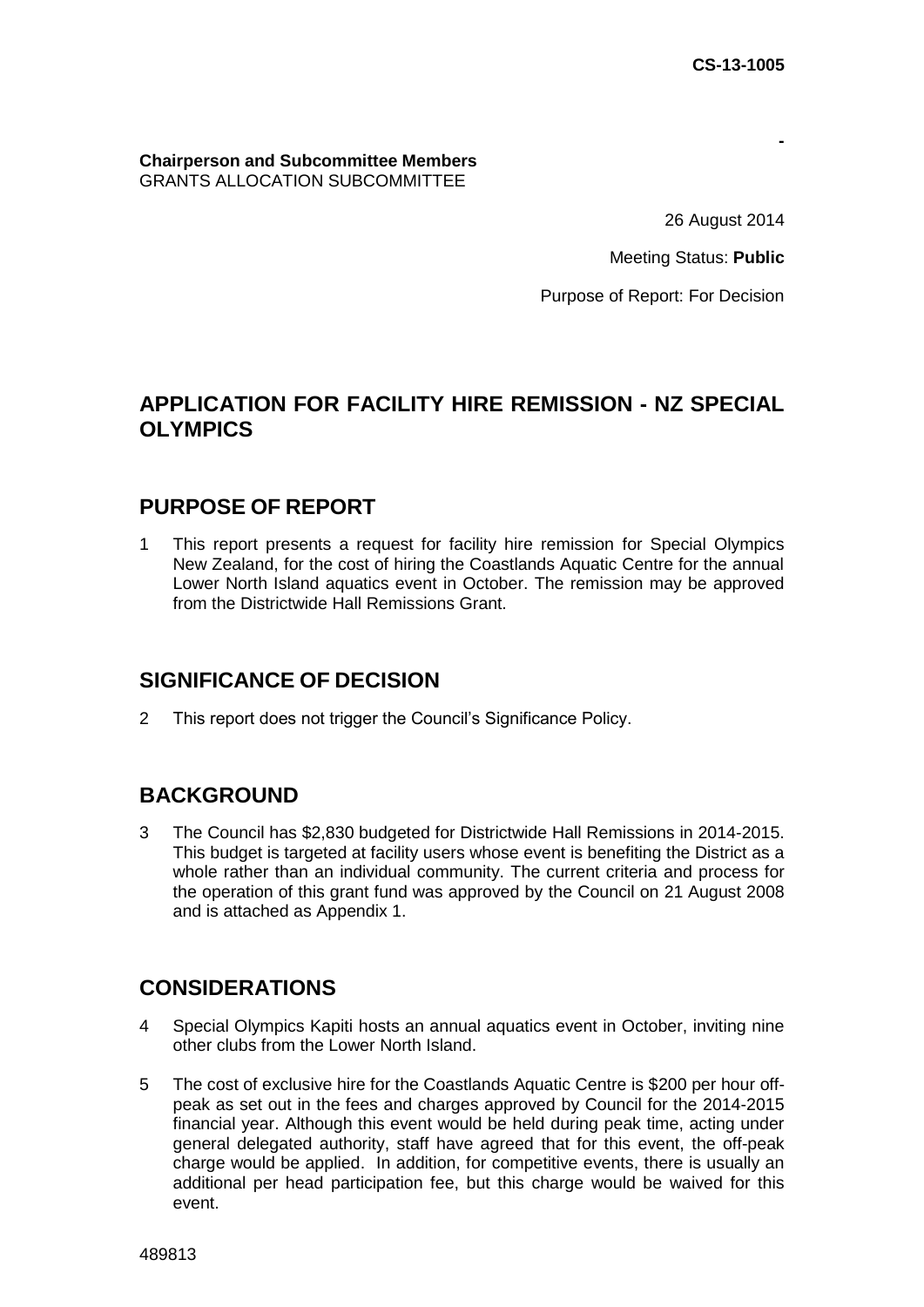**CS-13-1005**

-

**Chairperson and Subcommittee Members**
GRANTS ALLOCATION SUBCOMMITTEE

26 August 2014

Meeting Status: **Public**

Purpose of Report: For Decision

## APPLICATION FOR FACILITY HIRE REMISSION - NZ SPECIAL OLYMPICS

## PURPOSE OF REPORT

1 This report presents a request for facility hire remission for Special Olympics New Zealand, for the cost of hiring the Coastlands Aquatic Centre for the annual Lower North Island aquatics event in October. The remission may be approved from the Districtwide Hall Remissions Grant.

## SIGNIFICANCE OF DECISION

2 This report does not trigger the Council's Significance Policy.

## BACKGROUND

3 The Council has $2,830 budgeted for Districtwide Hall Remissions in 2014-2015. This budget is targeted at facility users whose event is benefiting the District as a whole rather than an individual community. The current criteria and process for the operation of this grant fund was approved by the Council on 21 August 2008 and is attached as Appendix 1.

## CONSIDERATIONS

4 Special Olympics Kapiti hosts an annual aquatics event in October, inviting nine other clubs from the Lower North Island.

5 The cost of exclusive hire for the Coastlands Aquatic Centre is $200 per hour off-peak as set out in the fees and charges approved by Council for the 2014-2015 financial year. Although this event would be held during peak time, acting under general delegated authority, staff have agreed that for this event, the off-peak charge would be applied. In addition, for competitive events, there is usually an additional per head participation fee, but this charge would be waived for this event.

489813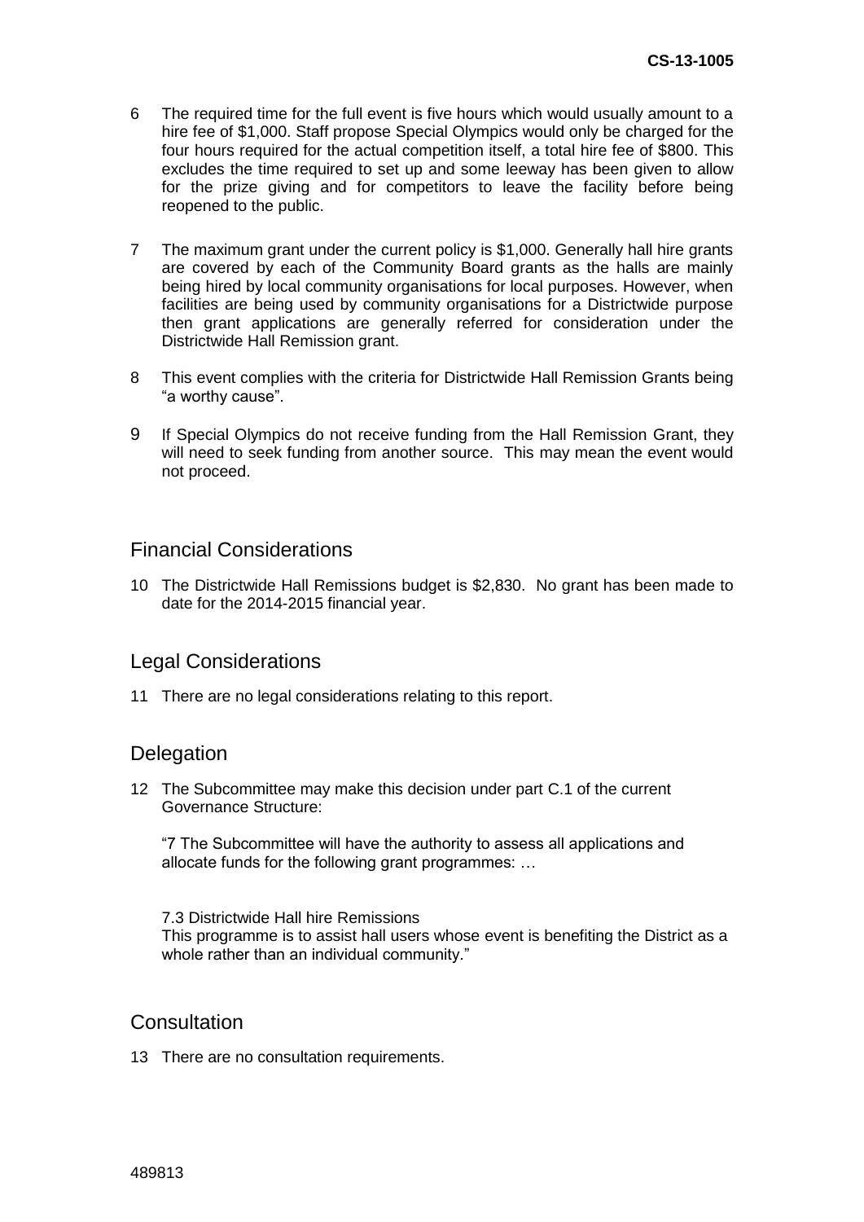6 The required time for the full event is five hours which would usually amount to a hire fee of $1,000. Staff propose Special Olympics would only be charged for the four hours required for the actual competition itself, a total hire fee of $800. This excludes the time required to set up and some leeway has been given to allow for the prize giving and for competitors to leave the facility before being reopened to the public.

7 The maximum grant under the current policy is $1,000. Generally hall hire grants are covered by each of the Community Board grants as the halls are mainly being hired by local community organisations for local purposes. However, when facilities are being used by community organisations for a Districtwide purpose then grant applications are generally referred for consideration under the Districtwide Hall Remission grant.

8 This event complies with the criteria for Districtwide Hall Remission Grants being "a worthy cause".

9 If Special Olympics do not receive funding from the Hall Remission Grant, they will need to seek funding from another source. This may mean the event would not proceed.

## Financial Considerations

10 The Districtwide Hall Remissions budget is $2,830. No grant has been made to date for the 2014-2015 financial year.

## Legal Considerations

11 There are no legal considerations relating to this report.

## Delegation

12 The Subcommittee may make this decision under part C.1 of the current Governance Structure:

"7 The Subcommittee will have the authority to assess all applications and allocate funds for the following grant programmes: …

7.3 Districtwide Hall hire Remissions
This programme is to assist hall users whose event is benefiting the District as a whole rather than an individual community."

## Consultation

13 There are no consultation requirements.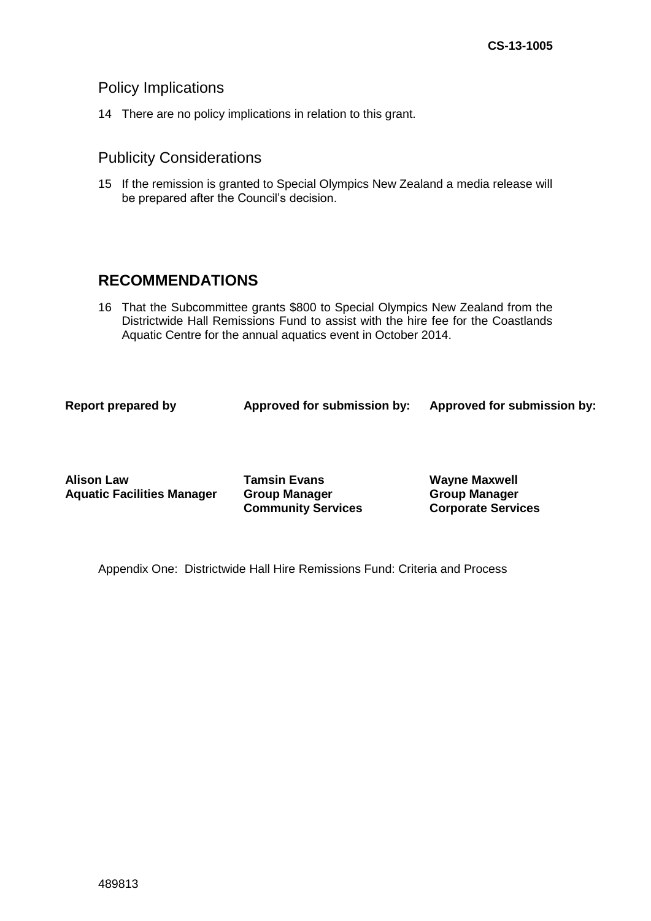## Policy Implications

14 There are no policy implications in relation to this grant.

## Publicity Considerations

15 If the remission is granted to Special Olympics New Zealand a media release will be prepared after the Council's decision.

## RECOMMENDATIONS

16 That the Subcommittee grants $800 to Special Olympics New Zealand from the Districtwide Hall Remissions Fund to assist with the hire fee for the Coastlands Aquatic Centre for the annual aquatics event in October 2014.

| **Report prepared by** | **Approved for submission by:** | **Approved for submission by:** |
|---|---|---|
| **Alison Law**<br>**Aquatic Facilities Manager** | **Tamsin Evans**<br>**Group Manager**<br>**Community Services** | **Wayne Maxwell**<br>**Group Manager**<br>**Corporate Services** |

Appendix One: Districtwide Hall Hire Remissions Fund: Criteria and Process

489813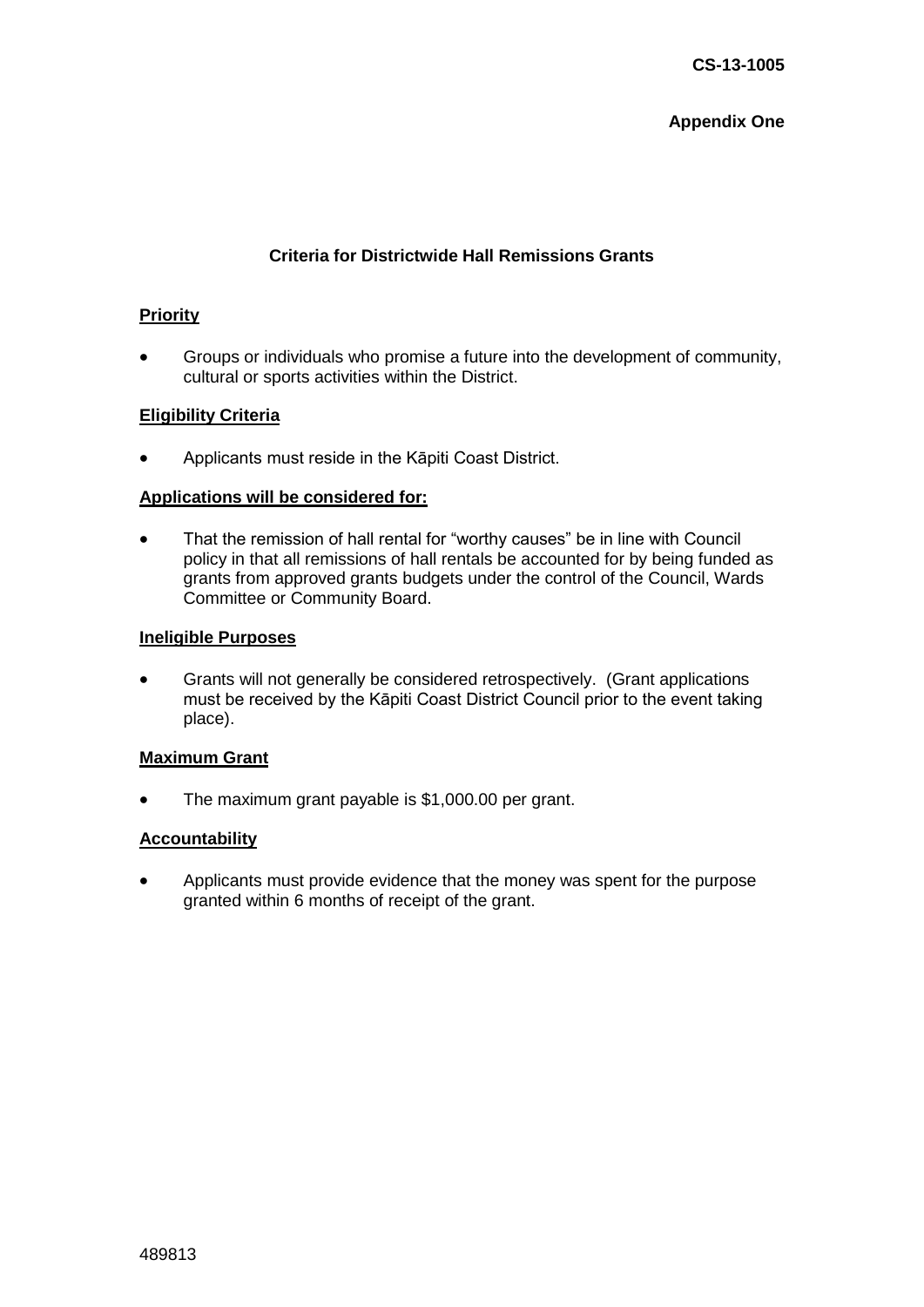**CS-13-1005**

**Appendix One**

## Criteria for Districtwide Hall Remissions Grants

### Priority

- Groups or individuals who promise a future into the development of community, cultural or sports activities within the District.

### Eligibility Criteria

- Applicants must reside in the Kāpiti Coast District.

### Applications will be considered for:

- That the remission of hall rental for "worthy causes" be in line with Council policy in that all remissions of hall rentals be accounted for by being funded as grants from approved grants budgets under the control of the Council, Wards Committee or Community Board.

### Ineligible Purposes

- Grants will not generally be considered retrospectively. (Grant applications must be received by the Kāpiti Coast District Council prior to the event taking place).

### Maximum Grant

- The maximum grant payable is $1,000.00 per grant.

### Accountability

- Applicants must provide evidence that the money was spent for the purpose granted within 6 months of receipt of the grant.

489813